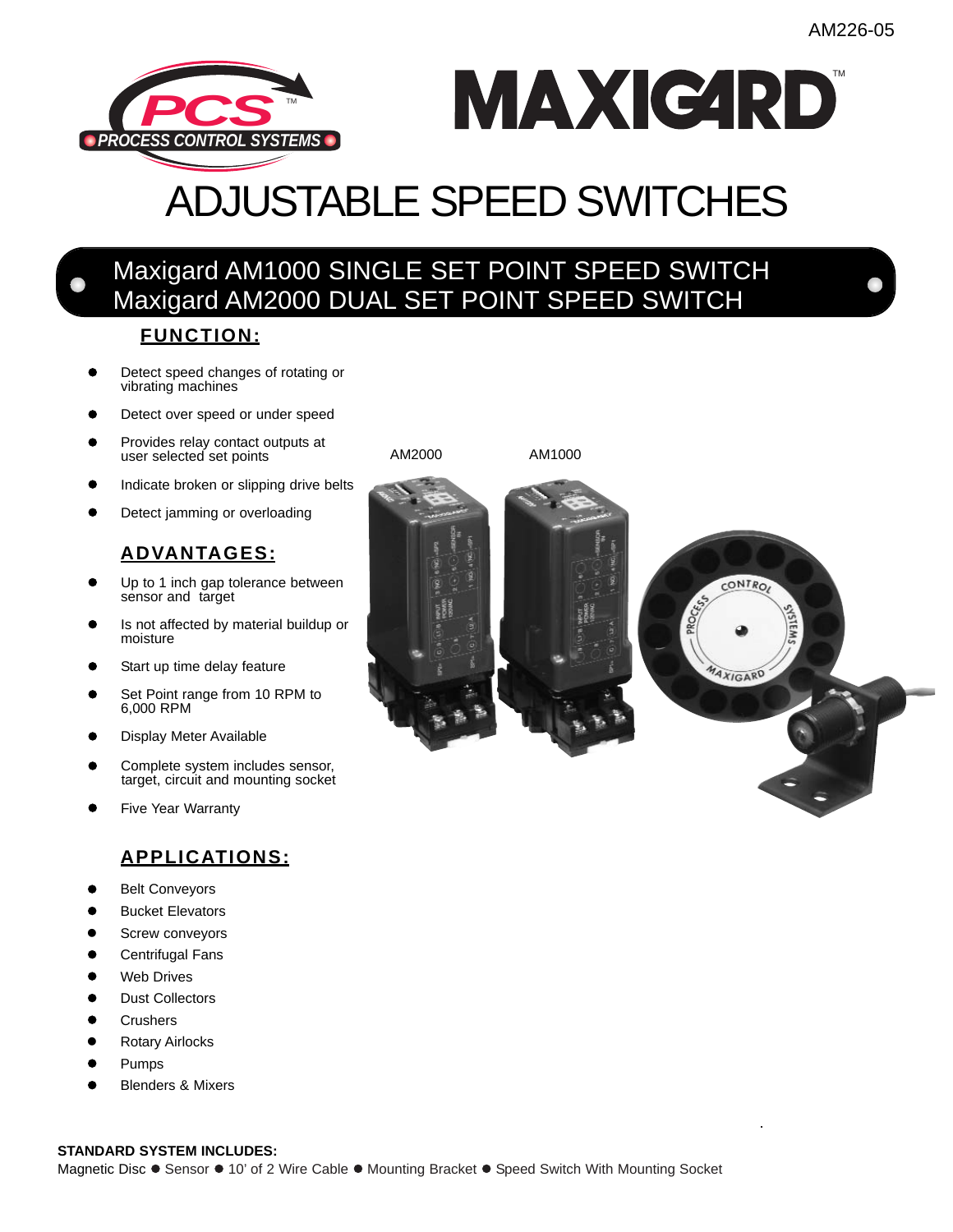AM226-05

PCS
PROCESS CONTROL SYSTEMS

MAXIGARD™

# ADJUSTABLE SPEED SWITCHES

## Maxigard AM1000 SINGLE SET POINT SPEED SWITCH
## Maxigard AM2000 DUAL SET POINT SPEED SWITCH

### FUNCTION:

- Detect speed changes of rotating or vibrating machines
- Detect over speed or under speed
- Provides relay contact outputs at user selected set points
- Indicate broken or slipping drive belts
- Detect jamming or overloading

### ADVANTAGES:

- Up to 1 inch gap tolerance between sensor and target
- Is not affected by material buildup or moisture
- Start up time delay feature
- Set Point range from 10 RPM to 6,000 RPM
- Display Meter Available
- Complete system includes sensor, target, circuit and mounting socket
- Five Year Warranty

### APPLICATIONS:

- Belt Conveyors
- Bucket Elevators
- Screw conveyors
- Centrifugal Fans
- Web Drives
- Dust Collectors
- Crushers
- Rotary Airlocks
- Pumps
- Benders & Mixers

AM2000

AM1000

**STANDARD SYSTEM INCLUDES:**
Magnetic Disc ● Sensor ● 10' of 2 Wire Cable ● Mounting Bracket ● Speed Switch With Mounting Socket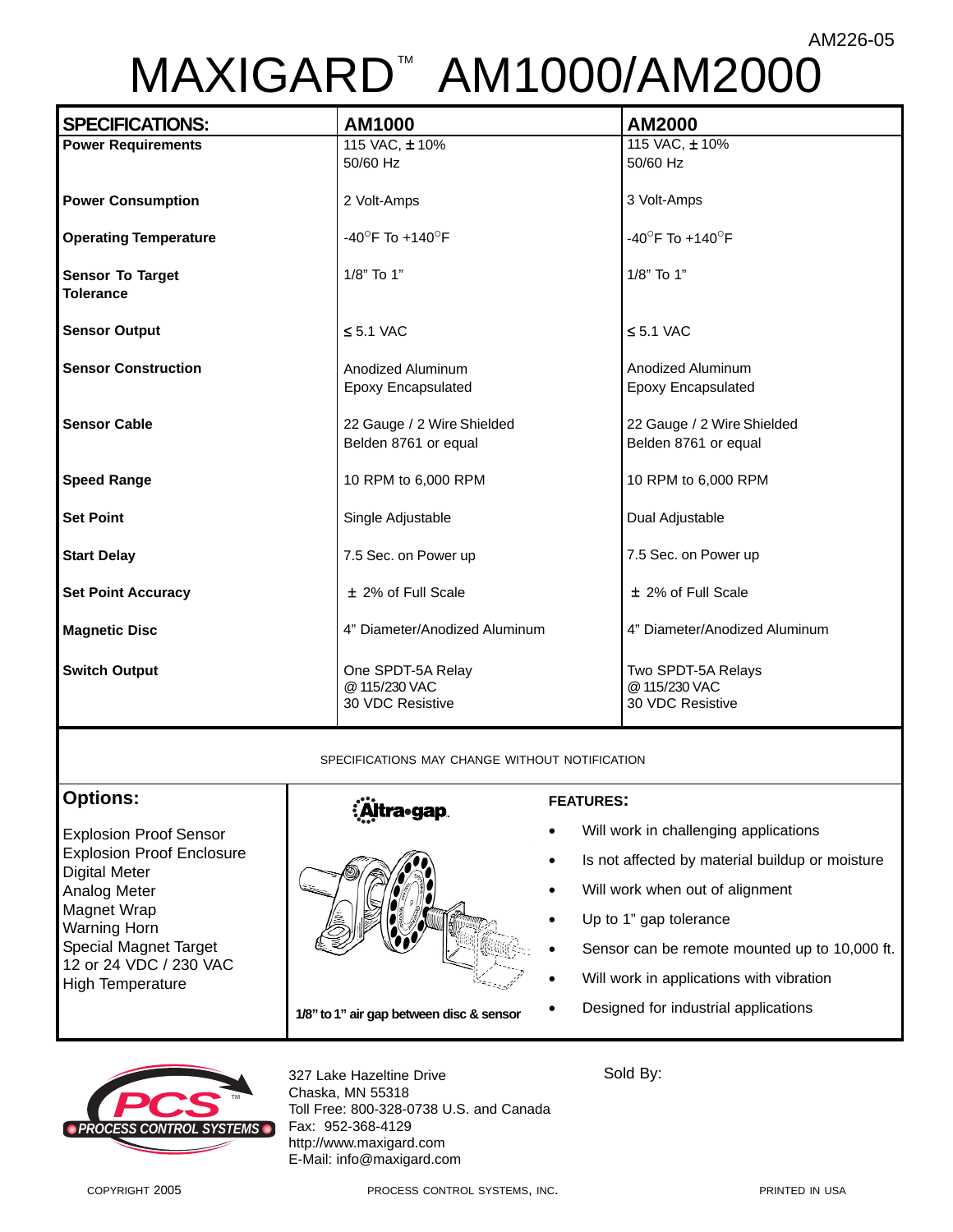AM226-05

# MAXIGARD™ AM1000/AM2000

| SPECIFICATIONS: | AM1000 | AM2000 |
|---|---|---|
| **Power Requirements** | 115 VAC, ± 10%<br>50/60 Hz | 115 VAC, ± 10%<br>50/60 Hz |
| **Power Consumption** | 2 Volt-Amps | 3 Volt-Amps |
| **Operating Temperature** | -40°F To +140°F | -40°F To +140°F |
| **Sensor To Target Tolerance** | 1/8" To 1" | 1/8" To 1" |
| **Sensor Output** | ≤ 5.1 VAC | ≤ 5.1 VAC |
| **Sensor Construction** | Anodized Aluminum<br>Epoxy Encapsulated | Anodized Aluminum<br>Epoxy Encapsulated |
| **Sensor Cable** | 22 Gauge / 2 Wire Shielded<br>Belden 8761 or equal | 22 Gauge / 2 Wire Shielded<br>Belden 8761 or equal |
| **Speed Range** | 10 RPM to 6,000 RPM | 10 RPM to 6,000 RPM |
| **Set Point** | Single Adjustable | Dual Adjustable |
| **Start Delay** | 7.5 Sec. on Power up | 7.5 Sec. on Power up |
| **Set Point Accuracy** | ± 2% of Full Scale | ± 2% of Full Scale |
| **Magnetic Disc** | 4" Diameter/Anodized Aluminum | 4" Diameter/Anodized Aluminum |
| **Switch Output** | One SPDT-5A Relay<br>@ 115/230 VAC<br>30 VDC Resistive | Two SPDT-5A Relays<br>@ 115/230 VAC<br>30 VDC Resistive |

SPECIFICATIONS MAY CHANGE WITHOUT NOTIFICATION

## Options:

Explosion Proof Sensor
Explosion Proof Enclosure
Digital Meter
Analog Meter
Magnet Wrap
Warning Horn
Special Magnet Target
12 or 24 VDC / 230 VAC
High Temperature

Altra•gap.

**1/8" to 1" air gap between disc & sensor**

**FEATURES:**

- Will work in challenging applications
- Is not affected by material buildup or moisture
- Will work when out of alignment
- Up to 1" gap tolerance
- Sensor can be remote mounted up to 10,000 ft.
- Will work in applications with vibration
- Designed for industrial applications

PCS™ PROCESS CONTROL SYSTEMS

327 Lake Hazeltine Drive
Chaska, MN 55318
Toll Free: 800-328-0738 U.S. and Canada
Fax: 952-368-4129
http://www.maxigard.com
E-Mail: info@maxigard.com

Sold By:

COPYRIGHT 2005 PROCESS CONTROL SYSTEMS, INC. PRINTED IN USA